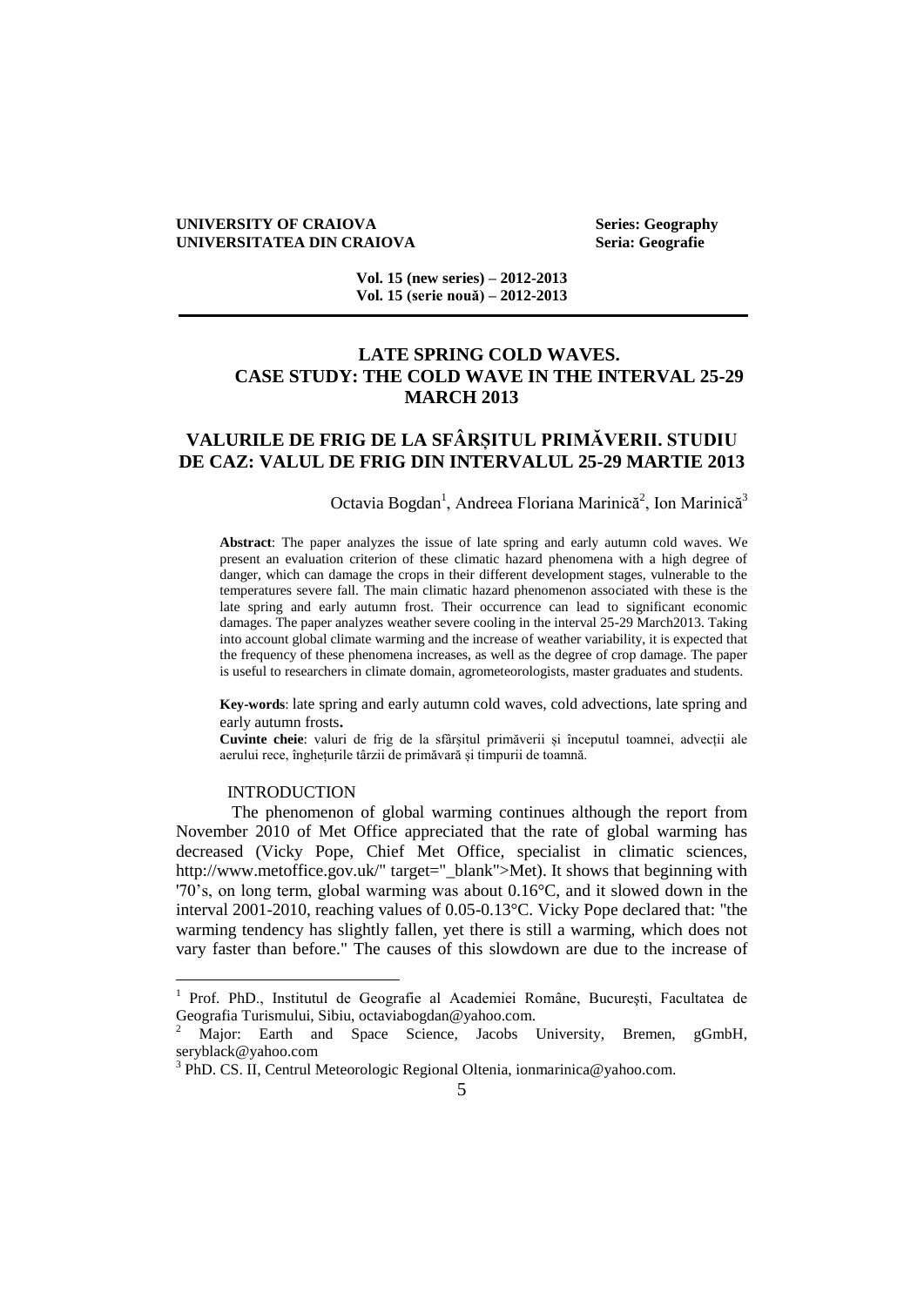**UNIVERSITY OF CRAIOVA** **Series: Geography**
**UNIVERSITATEA DIN CRAIOVA** **Seria: Geografie**

**Vol. 15 (new series) – 2012-2013**
**Vol. 15 (serie nouă) – 2012-2013**

# LATE SPRING COLD WAVES. CASE STUDY: THE COLD WAVE IN THE INTERVAL 25-29 MARCH 2013

# VALURILE DE FRIG DE LA SFÂRȘITUL PRIMĂVERII. STUDIU DE CAZ: VALUL DE FRIG DIN INTERVALUL 25-29 MARTIE 2013

Octavia Bogdan[1], Andreea Floriana Marinică[2], Ion Marinică[3]

**Abstract**: The paper analyzes the issue of late spring and early autumn cold waves. We present an evaluation criterion of these climatic hazard phenomena with a high degree of danger, which can damage the crops in their different development stages, vulnerable to the temperatures severe fall. The main climatic hazard phenomenon associated with these is the late spring and early autumn frost. Their occurrence can lead to significant economic damages. The paper analyzes weather severe cooling in the interval 25-29 March2013. Taking into account global climate warming and the increase of weather variability, it is expected that the frequency of these phenomena increases, as well as the degree of crop damage. The paper is useful to researchers in climate domain, agrometeorologists, master graduates and students.

**Key-words**: late spring and early autumn cold waves, cold advections, late spring and early autumn frosts**.**

**Cuvinte cheie**: valuri de frig de la sfârșitul primăverii și începutul toamnei, advecții ale aerului rece, înghețurile târzii de primăvară și timpurii de toamnă.

## INTRODUCTION

The phenomenon of global warming continues although the report from November 2010 of Met Office appreciated that the rate of global warming has decreased (Vicky Pope, Chief Met Office, specialist in climatic sciences, http://www.metoffice.gov.uk/" target="_blank">Met). It shows that beginning with '70's, on long term, global warming was about 0.16°C, and it slowed down in the interval 2001-2010, reaching values of 0.05-0.13°C. Vicky Pope declared that: "the warming tendency has slightly fallen, yet there is still a warming, which does not vary faster than before." The causes of this slowdown are due to the increase of

---

[1] Prof. PhD., Institutul de Geografie al Academiei Române, București, Facultatea de Geografia Turismului, Sibiu, octaviabogdan@yahoo.com.

[2] Major: Earth and Space Science, Jacobs University, Bremen, gGmbH, seryblack@yahoo.com

[3] PhD. CS. II, Centrul Meteorologic Regional Oltenia, ionmarinica@yahoo.com.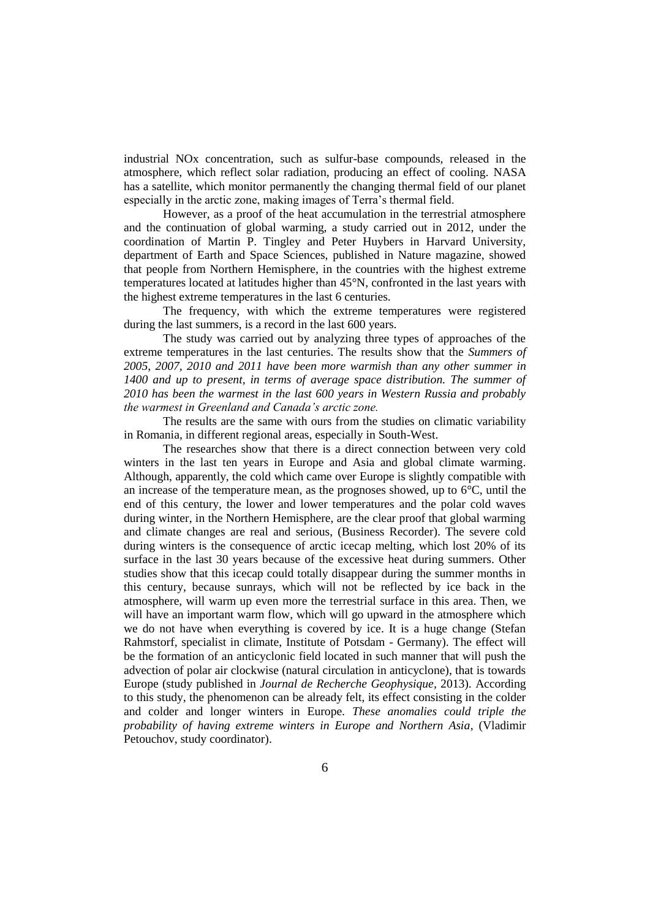industrial NOx concentration, such as sulfur-base compounds, released in the atmosphere, which reflect solar radiation, producing an effect of cooling. NASA has a satellite, which monitor permanently the changing thermal field of our planet especially in the arctic zone, making images of Terra's thermal field.

However, as a proof of the heat accumulation in the terrestrial atmosphere and the continuation of global warming, a study carried out in 2012, under the coordination of Martin P. Tingley and Peter Huybers in Harvard University, department of Earth and Space Sciences, published in Nature magazine, showed that people from Northern Hemisphere, in the countries with the highest extreme temperatures located at latitudes higher than 45°N, confronted in the last years with the highest extreme temperatures in the last 6 centuries.

The frequency, with which the extreme temperatures were registered during the last summers, is a record in the last 600 years.

The study was carried out by analyzing three types of approaches of the extreme temperatures in the last centuries. The results show that the *Summers of 2005, 2007, 2010 and 2011 have been more warmish than any other summer in 1400 and up to present, in terms of average space distribution. The summer of 2010 has been the warmest in the last 600 years in Western Russia and probably the warmest in Greenland and Canada's arctic zone.*

The results are the same with ours from the studies on climatic variability in Romania, in different regional areas, especially in South-West.

The researches show that there is a direct connection between very cold winters in the last ten years in Europe and Asia and global climate warming. Although, apparently, the cold which came over Europe is slightly compatible with an increase of the temperature mean, as the prognoses showed, up to 6°C, until the end of this century, the lower and lower temperatures and the polar cold waves during winter, in the Northern Hemisphere, are the clear proof that global warming and climate changes are real and serious, (Business Recorder). The severe cold during winters is the consequence of arctic icecap melting, which lost 20% of its surface in the last 30 years because of the excessive heat during summers. Other studies show that this icecap could totally disappear during the summer months in this century, because sunrays, which will not be reflected by ice back in the atmosphere, will warm up even more the terrestrial surface in this area. Then, we will have an important warm flow, which will go upward in the atmosphere which we do not have when everything is covered by ice. It is a huge change (Stefan Rahmstorf, specialist in climate, Institute of Potsdam - Germany). The effect will be the formation of an anticyclonic field located in such manner that will push the advection of polar air clockwise (natural circulation in anticyclone), that is towards Europe (study published in *Journal de Recherche Geophysique*, 2013). According to this study, the phenomenon can be already felt, its effect consisting in the colder and colder and longer winters in Europe. *These anomalies could triple the probability of having extreme winters in Europe and Northern Asia*, (Vladimir Petouchov, study coordinator).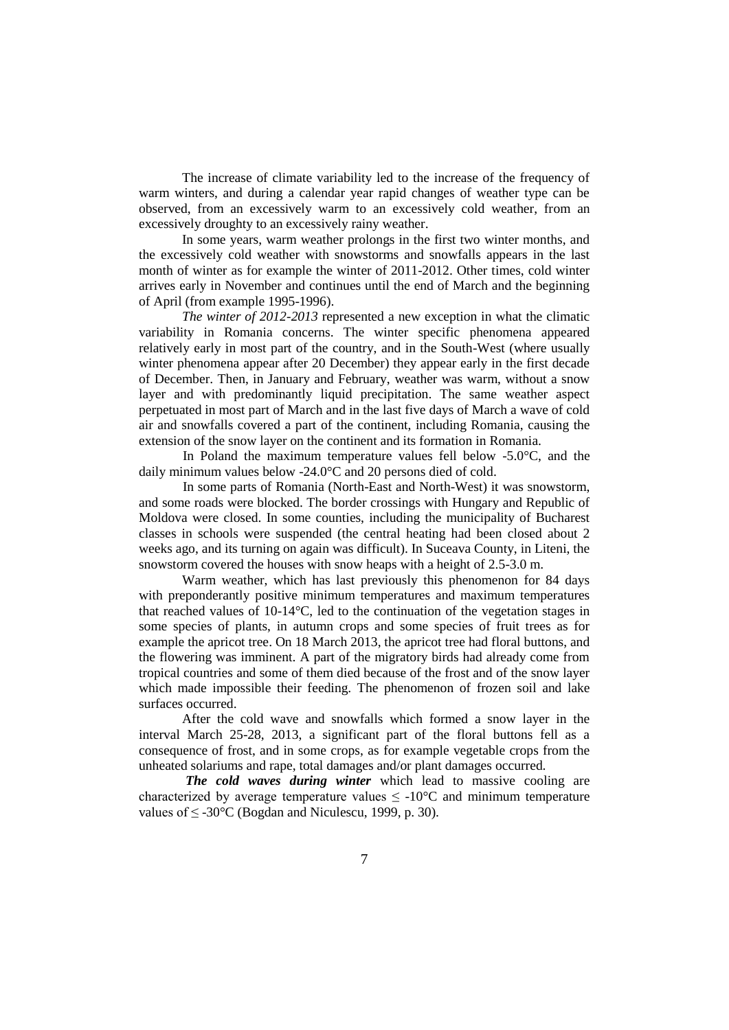The increase of climate variability led to the increase of the frequency of warm winters, and during a calendar year rapid changes of weather type can be observed, from an excessively warm to an excessively cold weather, from an excessively droughty to an excessively rainy weather.

In some years, warm weather prolongs in the first two winter months, and the excessively cold weather with snowstorms and snowfalls appears in the last month of winter as for example the winter of 2011-2012. Other times, cold winter arrives early in November and continues until the end of March and the beginning of April (from example 1995-1996).

*The winter of 2012-2013* represented a new exception in what the climatic variability in Romania concerns. The winter specific phenomena appeared relatively early in most part of the country, and in the South-West (where usually winter phenomena appear after 20 December) they appear early in the first decade of December. Then, in January and February, weather was warm, without a snow layer and with predominantly liquid precipitation. The same weather aspect perpetuated in most part of March and in the last five days of March a wave of cold air and snowfalls covered a part of the continent, including Romania, causing the extension of the snow layer on the continent and its formation in Romania.

In Poland the maximum temperature values fell below -5.0°C, and the daily minimum values below -24.0°C and 20 persons died of cold.

In some parts of Romania (North-East and North-West) it was snowstorm, and some roads were blocked. The border crossings with Hungary and Republic of Moldova were closed. In some counties, including the municipality of Bucharest classes in schools were suspended (the central heating had been closed about 2 weeks ago, and its turning on again was difficult). In Suceava County, in Liteni, the snowstorm covered the houses with snow heaps with a height of 2.5-3.0 m.

Warm weather, which has last previously this phenomenon for 84 days with preponderantly positive minimum temperatures and maximum temperatures that reached values of 10-14°C, led to the continuation of the vegetation stages in some species of plants, in autumn crops and some species of fruit trees as for example the apricot tree. On 18 March 2013, the apricot tree had floral buttons, and the flowering was imminent. A part of the migratory birds had already come from tropical countries and some of them died because of the frost and of the snow layer which made impossible their feeding. The phenomenon of frozen soil and lake surfaces occurred.

After the cold wave and snowfalls which formed a snow layer in the interval March 25-28, 2013, a significant part of the floral buttons fell as a consequence of frost, and in some crops, as for example vegetable crops from the unheated solariums and rape, total damages and/or plant damages occurred.

***The cold waves during winter*** which lead to massive cooling are characterized by average temperature values $\leq$ -10°C and minimum temperature values of $\leq$ -30°C (Bogdan and Niculescu, 1999, p. 30).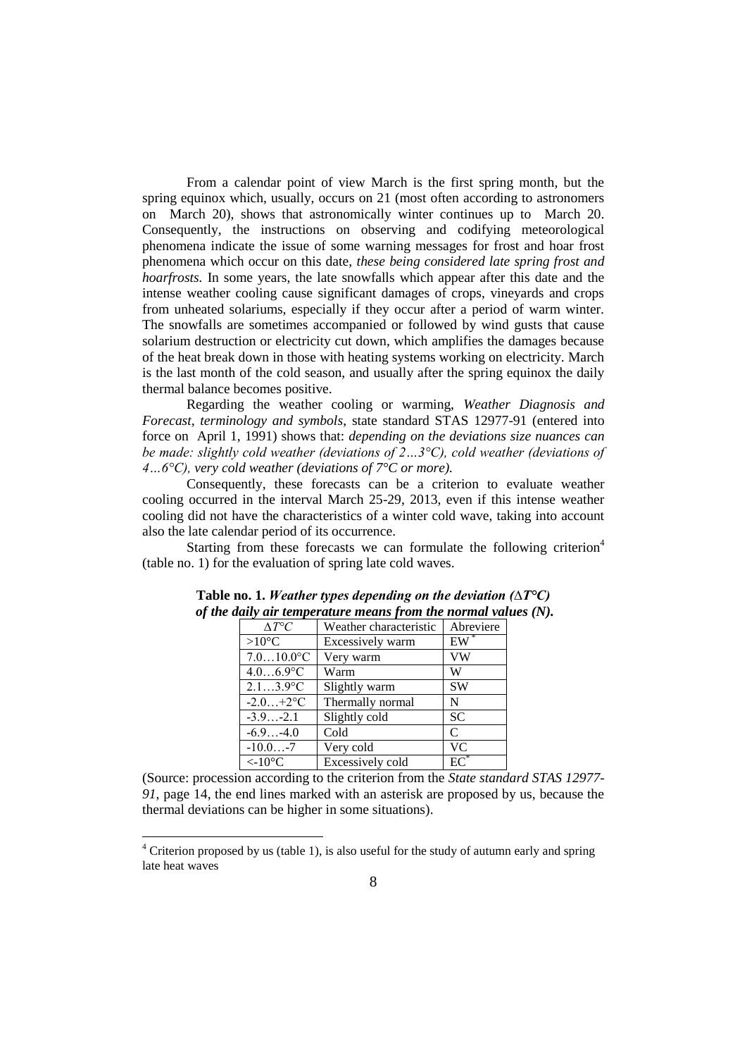From a calendar point of view March is the first spring month, but the spring equinox which, usually, occurs on 21 (most often according to astronomers on March 20), shows that astronomically winter continues up to March 20. Consequently, the instructions on observing and codifying meteorological phenomena indicate the issue of some warning messages for frost and hoar frost phenomena which occur on this date, *these being considered late spring frost and hoarfrosts.* In some years, the late snowfalls which appear after this date and the intense weather cooling cause significant damages of crops, vineyards and crops from unheated solariums, especially if they occur after a period of warm winter. The snowfalls are sometimes accompanied or followed by wind gusts that cause solarium destruction or electricity cut down, which amplifies the damages because of the heat break down in those with heating systems working on electricity. March is the last month of the cold season, and usually after the spring equinox the daily thermal balance becomes positive.

Regarding the weather cooling or warming, *Weather Diagnosis and Forecast, terminology and symbols*, state standard STAS 12977-91 (entered into force on April 1, 1991) shows that: *depending on the deviations size nuances can be made: slightly cold weather (deviations of 2…3°C), cold weather (deviations of 4…6°C), very cold weather (deviations of 7°C or more).*

Consequently, these forecasts can be a criterion to evaluate weather cooling occurred in the interval March 25-29, 2013, even if this intense weather cooling did not have the characteristics of a winter cold wave, taking into account also the late calendar period of its occurrence.

Starting from these forecasts we can formulate the following criterion[4] (table no. 1) for the evaluation of spring late cold waves.

**Table no. 1.** ***Weather types depending on the deviation (ΔT°C) of the daily air temperature means from the normal values (N).***

| *ΔT°C* | Weather characteristic | Abreviere |
|---|---|---|
| >10°C | Excessively warm | EW* |
| 7.0…10.0°C | Very warm | VW |
| 4.0…6.9°C | Warm | W |
| 2.1…3.9°C | Slightly warm | SW |
| -2.0…+2°C | Thermally normal | N |
| -3.9…-2.1 | Slightly cold | SC |
| -6.9…-4.0 | Cold | C |
| -10.0…-7 | Very cold | VC |
| <-10°C | Excessively cold | EC* |

(Source: procession according to the criterion from the *State standard STAS 12977-91*, page 14, the end lines marked with an asterisk are proposed by us, because the thermal deviations can be higher in some situations).

[4] Criterion proposed by us (table 1), is also useful for the study of autumn early and spring late heat waves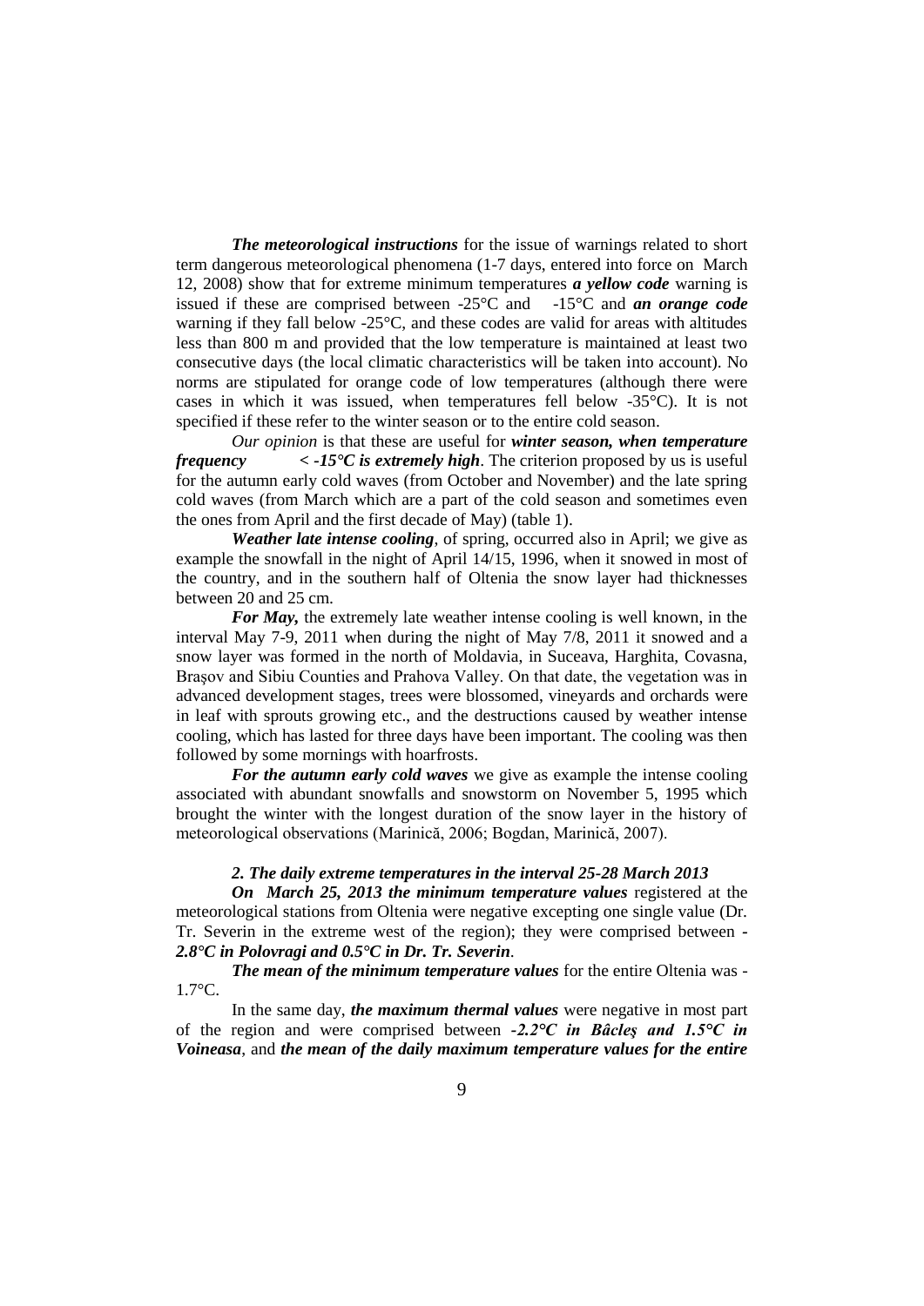*The meteorological instructions* for the issue of warnings related to short term dangerous meteorological phenomena (1-7 days, entered into force on March 12, 2008) show that for extreme minimum temperatures ***a yellow code*** warning is issued if these are comprised between -25°C and -15°C and ***an orange code*** warning if they fall below -25°C, and these codes are valid for areas with altitudes less than 800 m and provided that the low temperature is maintained at least two consecutive days (the local climatic characteristics will be taken into account). No norms are stipulated for orange code of low temperatures (although there were cases in which it was issued, when temperatures fell below -35°C). It is not specified if these refer to the winter season or to the entire cold season.

*Our opinion* is that these are useful for ***winter season, when temperature frequency < -15°C is extremely high***. The criterion proposed by us is useful for the autumn early cold waves (from October and November) and the late spring cold waves (from March which are a part of the cold season and sometimes even the ones from April and the first decade of May) (table 1).

***Weather late intense cooling***, of spring, occurred also in April; we give as example the snowfall in the night of April 14/15, 1996, when it snowed in most of the country, and in the southern half of Oltenia the snow layer had thicknesses between 20 and 25 cm.

***For May,*** the extremely late weather intense cooling is well known, in the interval May 7-9, 2011 when during the night of May 7/8, 2011 it snowed and a snow layer was formed in the north of Moldavia, in Suceava, Harghita, Covasna, Braşov and Sibiu Counties and Prahova Valley. On that date, the vegetation was in advanced development stages, trees were blossomed, vineyards and orchards were in leaf with sprouts growing etc., and the destructions caused by weather intense cooling, which has lasted for three days have been important. The cooling was then followed by some mornings with hoarfrosts.

***For the autumn early cold waves*** we give as example the intense cooling associated with abundant snowfalls and snowstorm on November 5, 1995 which brought the winter with the longest duration of the snow layer in the history of meteorological observations (Marinică, 2006; Bogdan, Marinică, 2007).

### *2. The daily extreme temperatures in the interval 25-28 March 2013*

***On March 25, 2013 the minimum temperature values*** registered at the meteorological stations from Oltenia were negative excepting one single value (Dr. Tr. Severin in the extreme west of the region); they were comprised between ***-2.8°C in Polovragi and 0.5°C in Dr. Tr. Severin***.

***The mean of the minimum temperature values*** for the entire Oltenia was -1.7°C.

In the same day, ***the maximum thermal values*** were negative in most part of the region and were comprised between ***-2.2°C in Bâcleş and 1.5°C in Voineasa***, and ***the mean of the daily maximum temperature values for the entire***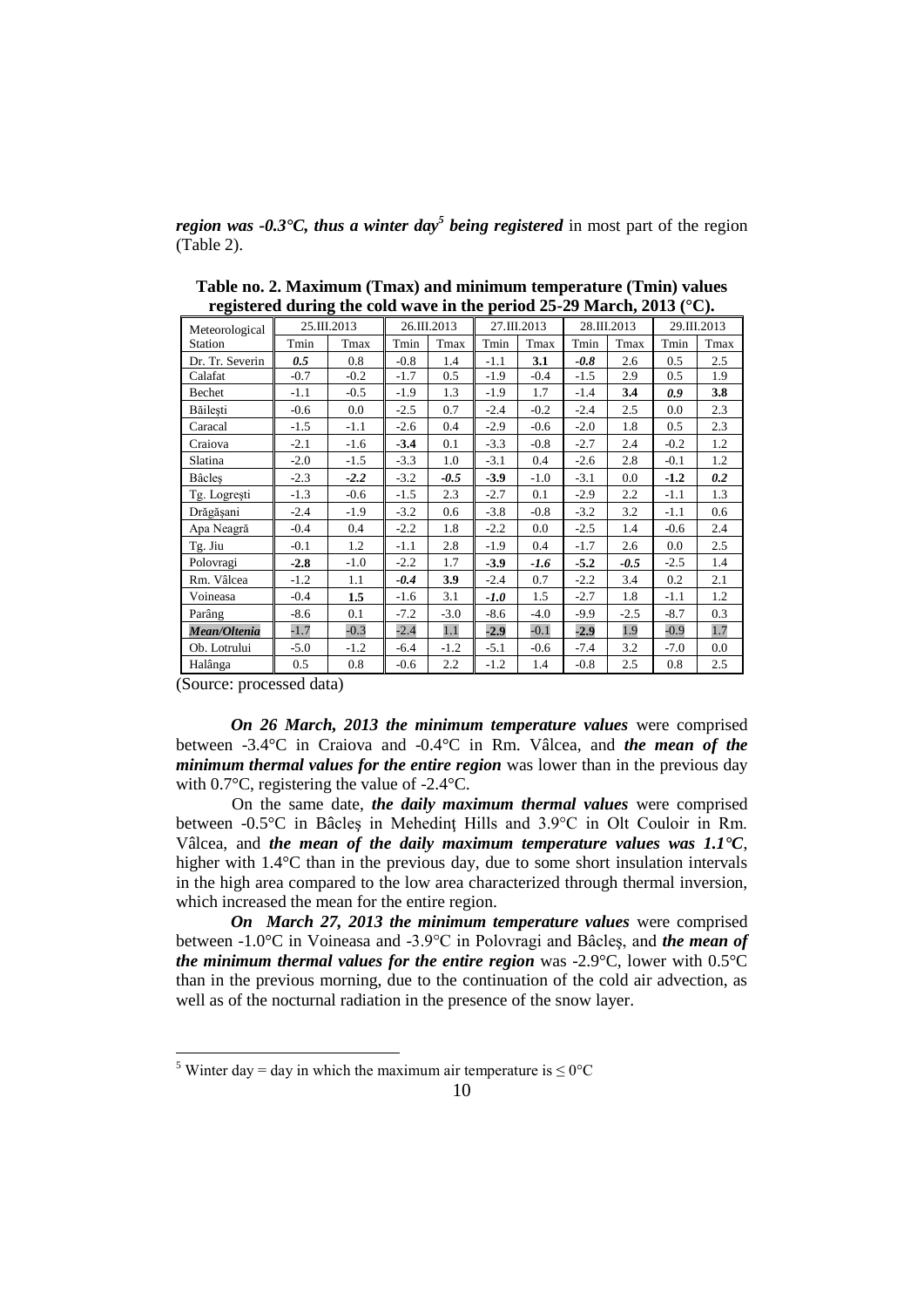***region was -0.3°C, thus a winter day[5] being registered*** in most part of the region (Table 2).

**Table no. 2. Maximum (Tmax) and minimum temperature (Tmin) values registered during the cold wave in the period 25-29 March, 2013 (°C).**

| Meteorological | 25.III.2013 | | 26.III.2013 | | 27.III.2013 | | 28.III.2013 | | 29.III.2013 | |
|---|---|---|---|---|---|---|---|---|---|---|
| Station | Tmin | Tmax | Tmin | Tmax | Tmin | Tmax | Tmin | Tmax | Tmin | Tmax |
| Dr. Tr. Severin | ***0.5*** | 0.8 | -0.8 | 1.4 | -1.1 | **3.1** | ***-0.8*** | 2.6 | 0.5 | 2.5 |
| Calafat | -0.7 | -0.2 | -1.7 | 0.5 | -1.9 | -0.4 | -1.5 | 2.9 | 0.5 | 1.9 |
| Bechet | -1.1 | -0.5 | -1.9 | 1.3 | -1.9 | 1.7 | -1.4 | **3.4** | ***0.9*** | **3.8** |
| Băileşti | -0.6 | 0.0 | -2.5 | 0.7 | -2.4 | -0.2 | -2.4 | 2.5 | 0.0 | 2.3 |
| Caracal | -1.5 | -1.1 | -2.6 | 0.4 | -2.9 | -0.6 | -2.0 | 1.8 | 0.5 | 2.3 |
| Craiova | -2.1 | -1.6 | **-3.4** | 0.1 | -3.3 | -0.8 | -2.7 | 2.4 | -0.2 | 1.2 |
| Slatina | -2.0 | -1.5 | -3.3 | 1.0 | -3.1 | 0.4 | -2.6 | 2.8 | -0.1 | 1.2 |
| Bâcleş | -2.3 | ***-2.2*** | -3.2 | ***-0.5*** | **-3.9** | -1.0 | -3.1 | 0.0 | **-1.2** | ***0.2*** |
| Tg. Logreşti | -1.3 | -0.6 | -1.5 | 2.3 | -2.7 | 0.1 | -2.9 | 2.2 | -1.1 | 1.3 |
| Drăgăşani | -2.4 | -1.9 | -3.2 | 0.6 | -3.8 | -0.8 | -3.2 | 3.2 | -1.1 | 0.6 |
| Apa Neagră | -0.4 | 0.4 | -2.2 | 1.8 | -2.2 | 0.0 | -2.5 | 1.4 | -0.6 | 2.4 |
| Tg. Jiu | -0.1 | 1.2 | -1.1 | 2.8 | -1.9 | 0.4 | -1.7 | 2.6 | 0.0 | 2.5 |
| Polovragi | **-2.8** | -1.0 | -2.2 | 1.7 | **-3.9** | ***-1.6*** | **-5.2** | ***-0.5*** | -2.5 | 1.4 |
| Rm. Vâlcea | -1.2 | 1.1 | ***-0.4*** | **3.9** | -2.4 | 0.7 | -2.2 | 3.4 | 0.2 | 2.1 |
| Voineasa | -0.4 | **1.5** | -1.6 | 3.1 | ***-1.0*** | 1.5 | -2.7 | 1.8 | -1.1 | 1.2 |
| Parâng | -8.6 | 0.1 | -7.2 | -3.0 | -8.6 | -4.0 | -9.9 | -2.5 | -8.7 | 0.3 |
| ***Mean/Oltenia*** | -1.7 | -0.3 | -2.4 | 1.1 | -2.9 | -0.1 | -2.9 | 1.9 | -0.9 | 1.7 |
| Ob. Lotrului | -5.0 | -1.2 | -6.4 | -1.2 | -5.1 | -0.6 | -7.4 | 3.2 | -7.0 | 0.0 |
| Halânga | 0.5 | 0.8 | -0.6 | 2.2 | -1.2 | 1.4 | -0.8 | 2.5 | 0.8 | 2.5 |

(Source: processed data)

***On 26 March, 2013 the minimum temperature values*** were comprised between -3.4°C in Craiova and -0.4°C in Rm. Vâlcea, and ***the mean of the minimum thermal values for the entire region*** was lower than in the previous day with 0.7°C, registering the value of -2.4°C.

On the same date, ***the daily maximum thermal values*** were comprised between -0.5°C in Bâcleş in Mehedinţ Hills and 3.9°C in Olt Couloir in Rm. Vâlcea, and ***the mean of the daily maximum temperature values was 1.1°C***, higher with 1.4°C than in the previous day, due to some short insulation intervals in the high area compared to the low area characterized through thermal inversion, which increased the mean for the entire region.

***On March 27, 2013 the minimum temperature values*** were comprised between -1.0°C in Voineasa and -3.9°C in Polovragi and Bâcleş, and ***the mean of the minimum thermal values for the entire region*** was -2.9°C, lower with 0.5°C than in the previous morning, due to the continuation of the cold air advection, as well as of the nocturnal radiation in the presence of the snow layer.

[5] Winter day = day in which the maximum air temperature is ≤ 0°C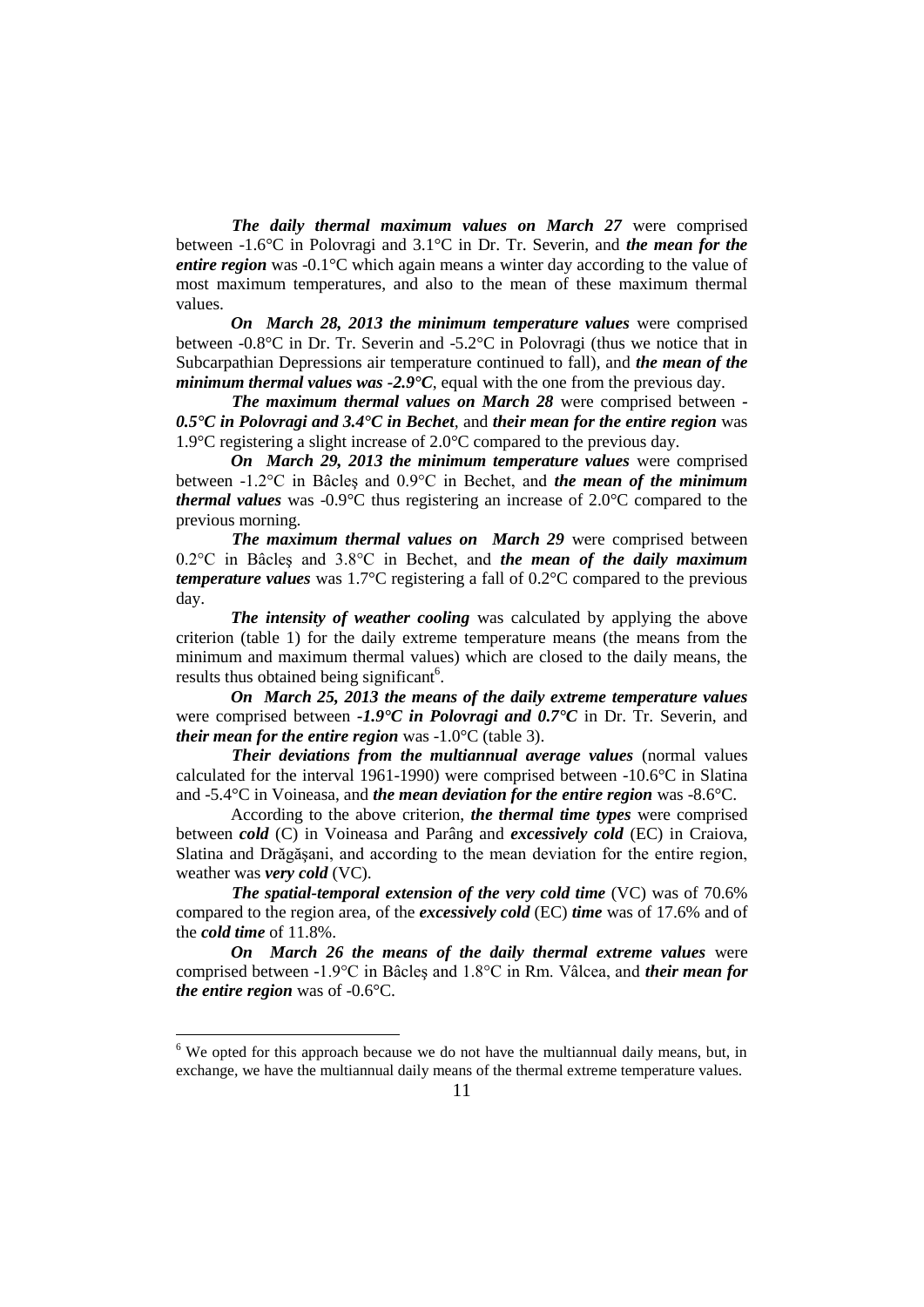***The daily thermal maximum values on March 27*** were comprised between -1.6°C in Polovragi and 3.1°C in Dr. Tr. Severin, and ***the mean for the entire region*** was -0.1°C which again means a winter day according to the value of most maximum temperatures, and also to the mean of these maximum thermal values.

***On March 28, 2013 the minimum temperature values*** were comprised between -0.8°C in Dr. Tr. Severin and -5.2°C in Polovragi (thus we notice that in Subcarpathian Depressions air temperature continued to fall), and ***the mean of the minimum thermal values was -2.9°C***, equal with the one from the previous day.

***The maximum thermal values on March 28*** were comprised between ***-0.5°C in Polovragi and 3.4°C in Bechet***, and ***their mean for the entire region*** was 1.9°C registering a slight increase of 2.0°C compared to the previous day.

***On March 29, 2013 the minimum temperature values*** were comprised between -1.2°C in Bâcleş and 0.9°C in Bechet, and ***the mean of the minimum thermal values*** was -0.9°C thus registering an increase of 2.0°C compared to the previous morning.

***The maximum thermal values on March 29*** were comprised between 0.2°C in Bâcleş and 3.8°C in Bechet, and ***the mean of the daily maximum temperature values*** was 1.7°C registering a fall of 0.2°C compared to the previous day.

***The intensity of weather cooling*** was calculated by applying the above criterion (table 1) for the daily extreme temperature means (the means from the minimum and maximum thermal values) which are closed to the daily means, the results thus obtained being significant[6].

***On March 25, 2013 the means of the daily extreme temperature values*** were comprised between ***-1.9°C in Polovragi and 0.7°C*** in Dr. Tr. Severin, and ***their mean for the entire region*** was -1.0°C (table 3).

***Their deviations from the multiannual average values*** (normal values calculated for the interval 1961-1990) were comprised between -10.6°C in Slatina and -5.4°C in Voineasa, and ***the mean deviation for the entire region*** was -8.6°C.

According to the above criterion, ***the thermal time types*** were comprised between ***cold*** (C) in Voineasa and Parâng and ***excessively cold*** (EC) in Craiova, Slatina and Drăgăşani, and according to the mean deviation for the entire region, weather was ***very cold*** (VC).

***The spatial-temporal extension of the very cold time*** (VC) was of 70.6% compared to the region area, of the ***excessively cold*** (EC) ***time*** was of 17.6% and of the ***cold time*** of 11.8%.

***On March 26 the means of the daily thermal extreme values*** were comprised between -1.9°C in Bâcleş and 1.8°C in Rm. Vâlcea, and ***their mean for the entire region*** was of -0.6°C.

[6] We opted for this approach because we do not have the multiannual daily means, but, in exchange, we have the multiannual daily means of the thermal extreme temperature values.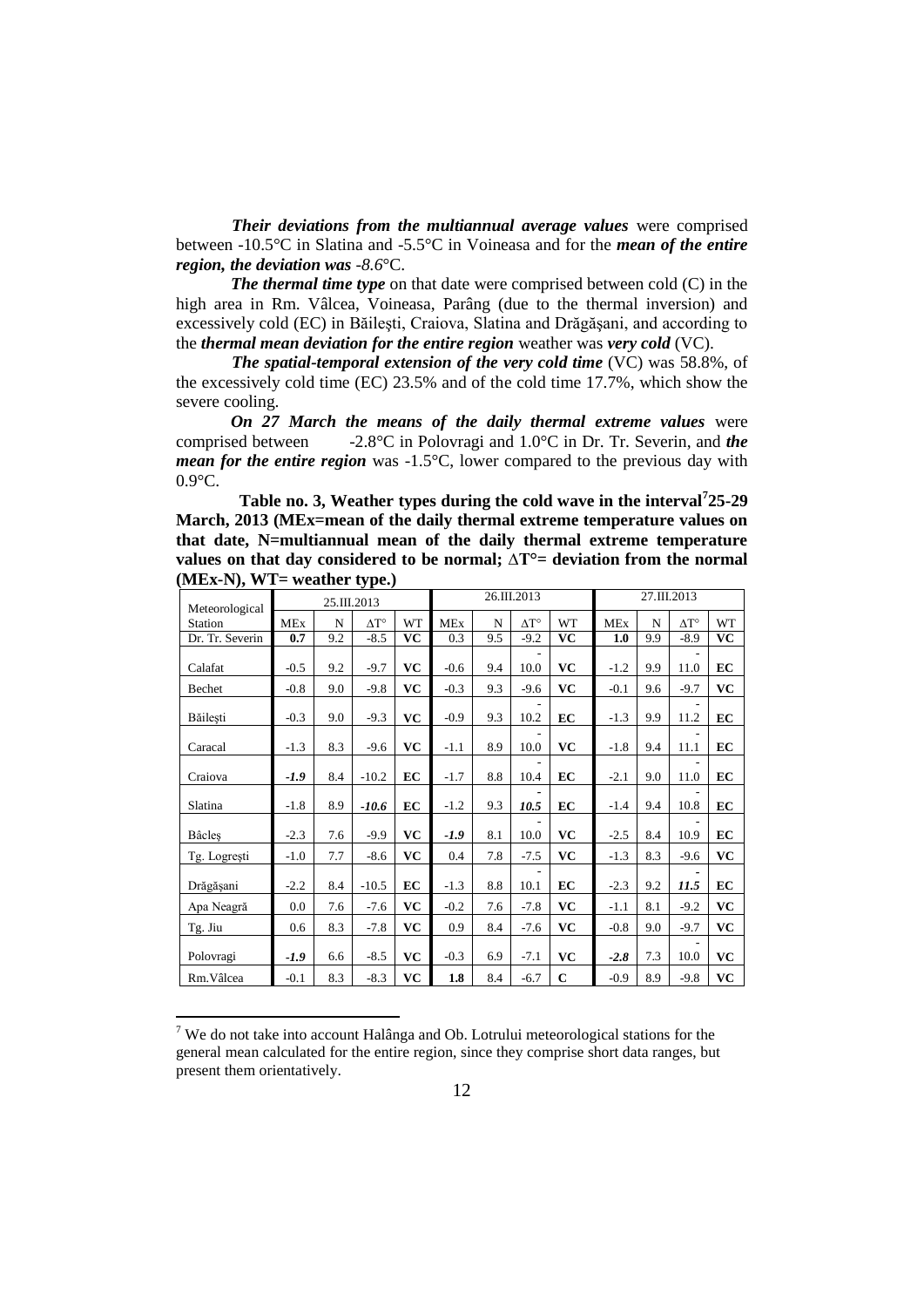***Their deviations from the multiannual average values*** were comprised between -10.5°C in Slatina and -5.5°C in Voineasa and for the ***mean of the entire region, the deviation was -8.6***°C.

***The thermal time type*** on that date were comprised between cold (C) in the high area in Rm. Vâlcea, Voineasa, Parâng (due to the thermal inversion) and excessively cold (EC) in Băileşti, Craiova, Slatina and Drăgăşani, and according to the ***thermal mean deviation for the entire region*** weather was ***very cold*** (VC).

***The spatial-temporal extension of the very cold time*** (VC) was 58.8%, of the excessively cold time (EC) 23.5% and of the cold time 17.7%, which show the severe cooling.

***On 27 March the means of the daily thermal extreme values*** were comprised between -2.8°C in Polovragi and 1.0°C in Dr. Tr. Severin, and ***the mean for the entire region*** was -1.5°C, lower compared to the previous day with 0.9°C.

**Table no. 3, Weather types during the cold wave in the interval[7] 25-29 March, 2013 (MEx=mean of the daily thermal extreme temperature values on that date, N=multiannual mean of the daily thermal extreme temperature values on that day considered to be normal; ∆T°= deviation from the normal (MEx-N), WT= weather type.)**

| Meteorological | 25.III.2013 | | | | 26.III.2013 | | | | 27.III.2013 | | | |
|---|---|---|---|---|---|---|---|---|---|---|---|---|
| Station | MEx | N | ∆T° | WT | MEx | N | ∆T° | WT | MEx | N | ∆T° | WT |
| Dr. Tr. Severin | **0.7** | 9.2 | -8.5 | **VC** | 0.3 | 9.5 | -9.2 | **VC** | **1.0** | 9.9 | -8.9 | **VC** |
| Calafat | -0.5 | 9.2 | -9.7 | **VC** | -0.6 | 9.4 | -10.0 | **VC** | -1.2 | 9.9 | -11.0 | **EC** |
| Bechet | -0.8 | 9.0 | -9.8 | **VC** | -0.3 | 9.3 | -9.6 | **VC** | -0.1 | 9.6 | -9.7 | **VC** |
| Băileşti | -0.3 | 9.0 | -9.3 | **VC** | -0.9 | 9.3 | -10.2 | **EC** | -1.3 | 9.9 | -11.2 | **EC** |
| Caracal | -1.3 | 8.3 | -9.6 | **VC** | -1.1 | 8.9 | -10.0 | **VC** | -1.8 | 9.4 | -11.1 | **EC** |
| Craiova | ***-1.9*** | 8.4 | -10.2 | **EC** | -1.7 | 8.8 | -10.4 | **EC** | -2.1 | 9.0 | -11.0 | **EC** |
| Slatina | -1.8 | 8.9 | ***-10.6*** | **EC** | -1.2 | 9.3 | ***-10.5*** | **EC** | -1.4 | 9.4 | -10.8 | **EC** |
| Bâcleş | -2.3 | 7.6 | -9.9 | **VC** | ***-1.9*** | 8.1 | -10.0 | **VC** | -2.5 | 8.4 | -10.9 | **EC** |
| Tg. Logreşti | -1.0 | 7.7 | -8.6 | **VC** | 0.4 | 7.8 | -7.5 | **VC** | -1.3 | 8.3 | -9.6 | **VC** |
| Drăgăşani | -2.2 | 8.4 | -10.5 | **EC** | -1.3 | 8.8 | -10.1 | **EC** | -2.3 | 9.2 | ***-11.5*** | **EC** |
| Apa Neagră | 0.0 | 7.6 | -7.6 | **VC** | -0.2 | 7.6 | -7.8 | **VC** | -1.1 | 8.1 | -9.2 | **VC** |
| Tg. Jiu | 0.6 | 8.3 | -7.8 | **VC** | 0.9 | 8.4 | -7.6 | **VC** | -0.8 | 9.0 | -9.7 | **VC** |
| Polovragi | ***-1.9*** | 6.6 | -8.5 | **VC** | -0.3 | 6.9 | -7.1 | **VC** | ***-2.8*** | 7.3 | -10.0 | **VC** |
| Rm.Vâlcea | -0.1 | 8.3 | -8.3 | **VC** | **1.8** | 8.4 | -6.7 | **C** | -0.9 | 8.9 | -9.8 | **VC** |

[7] We do not take into account Halânga and Ob. Lotrului meteorological stations for the general mean calculated for the entire region, since they comprise short data ranges, but present them orientatively.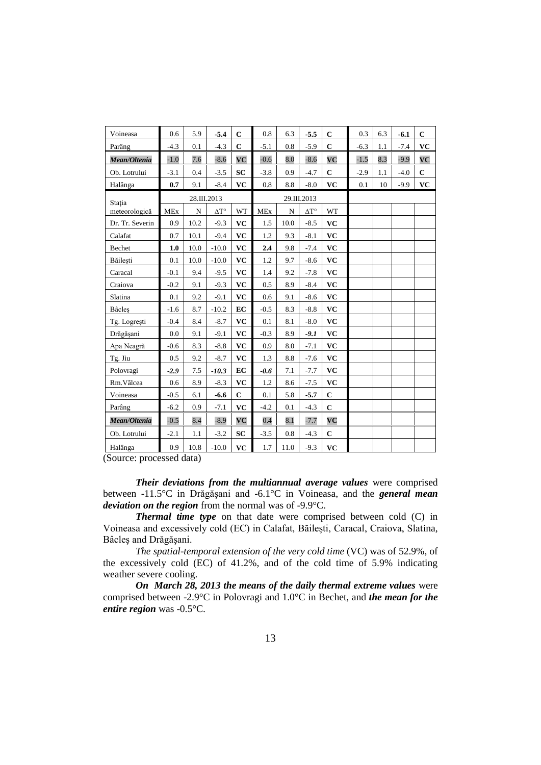| Voineasa | 0.6 | 5.9 | **-5.4** | **C** | 0.8 | 6.3 | **-5.5** | **C** | 0.3 | 6.3 | **-6.1** | **C** |
|---|---|---|---|---|---|---|---|---|---|---|---|---|
| Parâng | -4.3 | 0.1 | -4.3 | **C** | -5.1 | 0.8 | -5.9 | **C** | -6.3 | 1.1 | -7.4 | **VC** |
| ***Mean/Oltenia*** | -1.0 | 7.6 | -8.6 | **VC** | -0.6 | 8.0 | -8.6 | **VC** | -1.5 | 8.3 | -9.9 | **VC** |
| Ob. Lotrului | -3.1 | 0.4 | -3.5 | **SC** | -3.8 | 0.9 | -4.7 | **C** | -2.9 | 1.1 | -4.0 | **C** |
| Halânga | **0.7** | 9.1 | -8.4 | **VC** | 0.8 | 8.8 | -8.0 | **VC** | 0.1 | 10 | -9.9 | **VC** |
| Staţia meteorologică | 28.III.2013 | | | | 29.III.2013 | | | | | | | |
| | MEx | N | ΔT° | WT | MEx | N | ΔT° | WT | | | | |
| Dr. Tr. Severin | 0.9 | 10.2 | -9.3 | **VC** | 1.5 | 10.0 | -8.5 | **VC** | | | | |
| Calafat | 0.7 | 10.1 | -9.4 | **VC** | 1.2 | 9.3 | -8.1 | **VC** | | | | |
| Bechet | **1.0** | 10.0 | -10.0 | **VC** | **2.4** | 9.8 | -7.4 | **VC** | | | | |
| Băileşti | 0.1 | 10.0 | -10.0 | **VC** | 1.2 | 9.7 | -8.6 | **VC** | | | | |
| Caracal | -0.1 | 9.4 | -9.5 | **VC** | 1.4 | 9.2 | -7.8 | **VC** | | | | |
| Craiova | -0.2 | 9.1 | -9.3 | **VC** | 0.5 | 8.9 | -8.4 | **VC** | | | | |
| Slatina | 0.1 | 9.2 | -9.1 | **VC** | 0.6 | 9.1 | -8.6 | **VC** | | | | |
| Bâcleş | -1.6 | 8.7 | -10.2 | **EC** | -0.5 | 8.3 | -8.8 | **VC** | | | | |
| Tg. Logreşti | -0.4 | 8.4 | -8.7 | **VC** | 0.1 | 8.1 | -8.0 | **VC** | | | | |
| Drăgăşani | 0.0 | 9.1 | -9.1 | **VC** | -0.3 | 8.9 | ***-9.1*** | **VC** | | | | |
| Apa Neagră | -0.6 | 8.3 | -8.8 | **VC** | 0.9 | 8.0 | -7.1 | **VC** | | | | |
| Tg. Jiu | 0.5 | 9.2 | -8.7 | **VC** | 1.3 | 8.8 | -7.6 | **VC** | | | | |
| Polovragi | ***-2.9*** | 7.5 | ***-10.3*** | **EC** | ***-0.6*** | 7.1 | -7.7 | **VC** | | | | |
| Rm.Vâlcea | 0.6 | 8.9 | -8.3 | **VC** | 1.2 | 8.6 | -7.5 | **VC** | | | | |
| Voineasa | -0.5 | 6.1 | **-6.6** | **C** | 0.1 | 5.8 | **-5.7** | **C** | | | | |
| Parâng | -6.2 | 0.9 | -7.1 | **VC** | -4.2 | 0.1 | -4.3 | **C** | | | | |
| ***Mean/Oltenia*** | -0.5 | 8.4 | -8.9 | **VC** | 0.4 | 8.1 | -7.7 | **VC** | | | | |
| Ob. Lotrului | -2.1 | 1.1 | -3.2 | **SC** | -3.5 | 0.8 | -4.3 | **C** | | | | |
| Halânga | 0.9 | 10.8 | -10.0 | **VC** | 1.7 | 11.0 | -9.3 | **VC** | | | | |

(Source: processed data)

***Their deviations from the multiannual average values*** were comprised between -11.5°C in Drăgăşani and -6.1°C in Voineasa, and the ***general mean deviation on the region*** from the normal was of -9.9°C.

***Thermal time type*** on that date were comprised between cold (C) in Voineasa and excessively cold (EC) in Calafat, Băileşti, Caracal, Craiova, Slatina, Bâcleş and Drăgăşani.

*The spatial-temporal extension of the very cold time* (VC) was of 52.9%, of the excessively cold (EC) of 41.2%, and of the cold time of 5.9% indicating weather severe cooling.

***On March 28, 2013 the means of the daily thermal extreme values*** were comprised between -2.9°C in Polovragi and 1.0°C in Bechet, and ***the mean for the entire region*** was -0.5°C.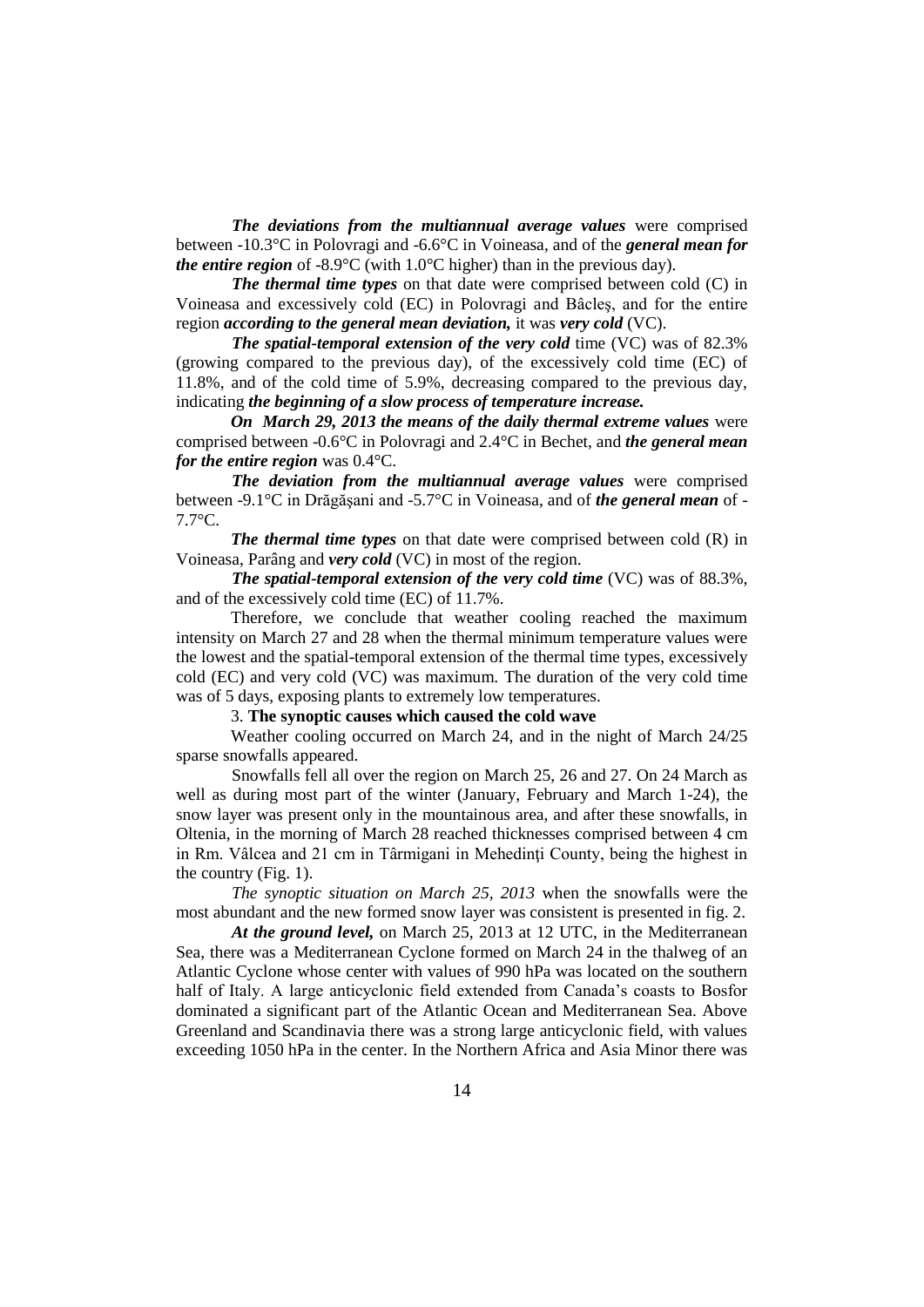***The deviations from the multiannual average values*** were comprised between -10.3°C in Polovragi and -6.6°C in Voineasa, and of the ***general mean for the entire region*** of -8.9°C (with 1.0°C higher) than in the previous day).

***The thermal time types*** on that date were comprised between cold (C) in Voineasa and excessively cold (EC) in Polovragi and Bâcleş, and for the entire region ***according to the general mean deviation,*** it was ***very cold*** (VC).

***The spatial-temporal extension of the very cold*** time (VC) was of 82.3% (growing compared to the previous day), of the excessively cold time (EC) of 11.8%, and of the cold time of 5.9%, decreasing compared to the previous day, indicating ***the beginning of a slow process of temperature increase.***

***On March 29, 2013 the means of the daily thermal extreme values*** were comprised between -0.6°C in Polovragi and 2.4°C in Bechet, and ***the general mean for the entire region*** was 0.4°C.

***The deviation from the multiannual average values*** were comprised between -9.1°C in Drăgăşani and -5.7°C in Voineasa, and of ***the general mean*** of -7.7°C.

***The thermal time types*** on that date were comprised between cold (R) in Voineasa, Parâng and ***very cold*** (VC) in most of the region.

***The spatial-temporal extension of the very cold time*** (VC) was of 88.3%, and of the excessively cold time (EC) of 11.7%.

Therefore, we conclude that weather cooling reached the maximum intensity on March 27 and 28 when the thermal minimum temperature values were the lowest and the spatial-temporal extension of the thermal time types, excessively cold (EC) and very cold (VC) was maximum. The duration of the very cold time was of 5 days, exposing plants to extremely low temperatures.

3. **The synoptic causes which caused the cold wave**

Weather cooling occurred on March 24, and in the night of March 24/25 sparse snowfalls appeared.

Snowfalls fell all over the region on March 25, 26 and 27. On 24 March as well as during most part of the winter (January, February and March 1-24), the snow layer was present only in the mountainous area, and after these snowfalls, in Oltenia, in the morning of March 28 reached thicknesses comprised between 4 cm in Rm. Vâlcea and 21 cm in Târmigani in Mehedinţi County, being the highest in the country (Fig. 1).

*The synoptic situation on March 25, 2013* when the snowfalls were the most abundant and the new formed snow layer was consistent is presented in fig. 2.

***At the ground level,*** on March 25, 2013 at 12 UTC, in the Mediterranean Sea, there was a Mediterranean Cyclone formed on March 24 in the thalweg of an Atlantic Cyclone whose center with values of 990 hPa was located on the southern half of Italy. A large anticyclonic field extended from Canada's coasts to Bosfor dominated a significant part of the Atlantic Ocean and Mediterranean Sea. Above Greenland and Scandinavia there was a strong large anticyclonic field, with values exceeding 1050 hPa in the center. In the Northern Africa and Asia Minor there was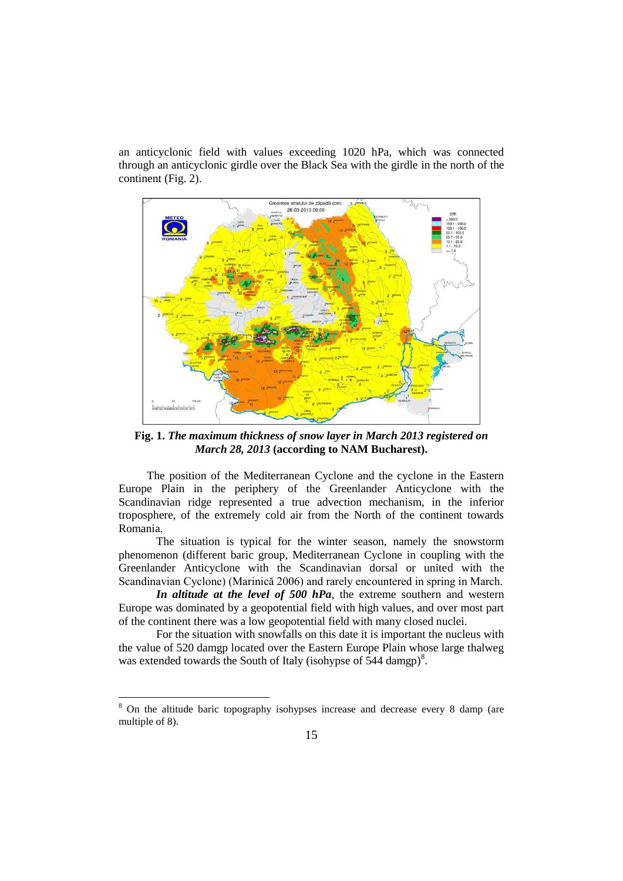an anticyclonic field with values exceeding 1020 hPa, which was connected through an anticyclonic girdle over the Black Sea with the girdle in the north of the continent (Fig. 2).

**Fig. 1.** ***The maximum thickness of snow layer in March 2013 registered on March 28, 2013*** **(according to NAM Bucharest).**

The position of the Mediterranean Cyclone and the cyclone in the Eastern Europe Plain in the periphery of the Greenlander Anticyclone with the Scandinavian ridge represented a true advection mechanism, in the inferior troposphere, of the extremely cold air from the North of the continent towards Romania.

The situation is typical for the winter season, namely the snowstorm phenomenon (different baric group, Mediterranean Cyclone in coupling with the Greenlander Anticyclone with the Scandinavian dorsal or united with the Scandinavian Cyclone) (Marinică 2006) and rarely encountered in spring in March.

***In altitude at the level of 500 hPa***, the extreme southern and western Europe was dominated by a geopotential field with high values, and over most part of the continent there was a low geopotential field with many closed nuclei.

For the situation with snowfalls on this date it is important the nucleus with the value of 520 damgp located over the Eastern Europe Plain whose large thalweg was extended towards the South of Italy (isohypse of 544 damgp)[8].

[8] On the altitude baric topography isohypses increase and decrease every 8 damp (are multiple of 8).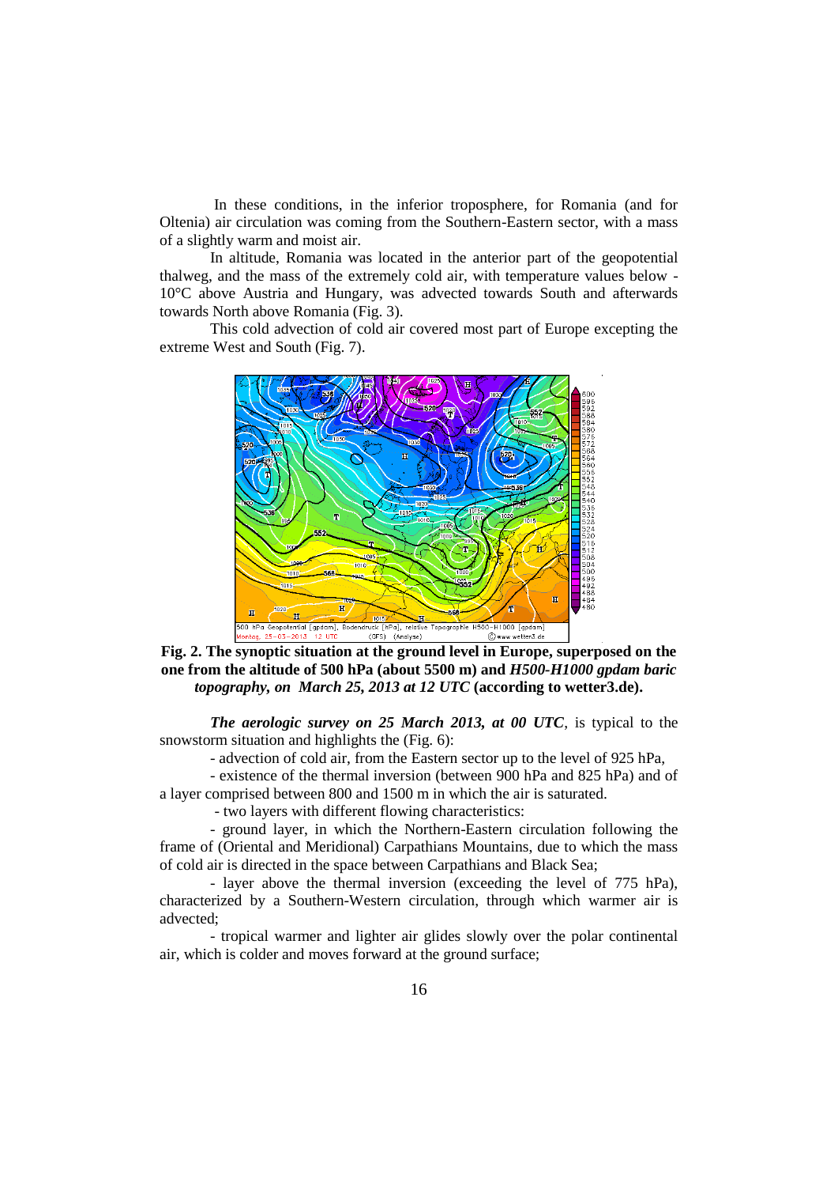In these conditions, in the inferior troposphere, for Romania (and for Oltenia) air circulation was coming from the Southern-Eastern sector, with a mass of a slightly warm and moist air.

In altitude, Romania was located in the anterior part of the geopotential thalweg, and the mass of the extremely cold air, with temperature values below -10°C above Austria and Hungary, was advected towards South and afterwards towards North above Romania (Fig. 3).

This cold advection of cold air covered most part of Europe excepting the extreme West and South (Fig. 7).

500 hPa Geopotential [gpdam], Bodendruck [hPa], relative Topographie H500-H1000 [gpdam]
Montag, 25-03-2013 12 UTC (GFS) (Analyse) © www.wetter3.de

**Fig. 2. The synoptic situation at the ground level in Europe, superposed on the one from the altitude of 500 hPa (about 5500 m) and *H500-H1000 gpdam baric topography, on March 25, 2013 at 12 UTC* (according to wetter3.de).**

***The aerologic survey on 25 March 2013, at 00 UTC***, is typical to the snowstorm situation and highlights the (Fig. 6):

- advection of cold air, from the Eastern sector up to the level of 925 hPa,
- existence of the thermal inversion (between 900 hPa and 825 hPa) and of a layer comprised between 800 and 1500 m in which the air is saturated.
- two layers with different flowing characteristics:
- ground layer, in which the Northern-Eastern circulation following the frame of (Oriental and Meridional) Carpathians Mountains, due to which the mass of cold air is directed in the space between Carpathians and Black Sea;
- layer above the thermal inversion (exceeding the level of 775 hPa), characterized by a Southern-Western circulation, through which warmer air is advected;
- tropical warmer and lighter air glides slowly over the polar continental air, which is colder and moves forward at the ground surface;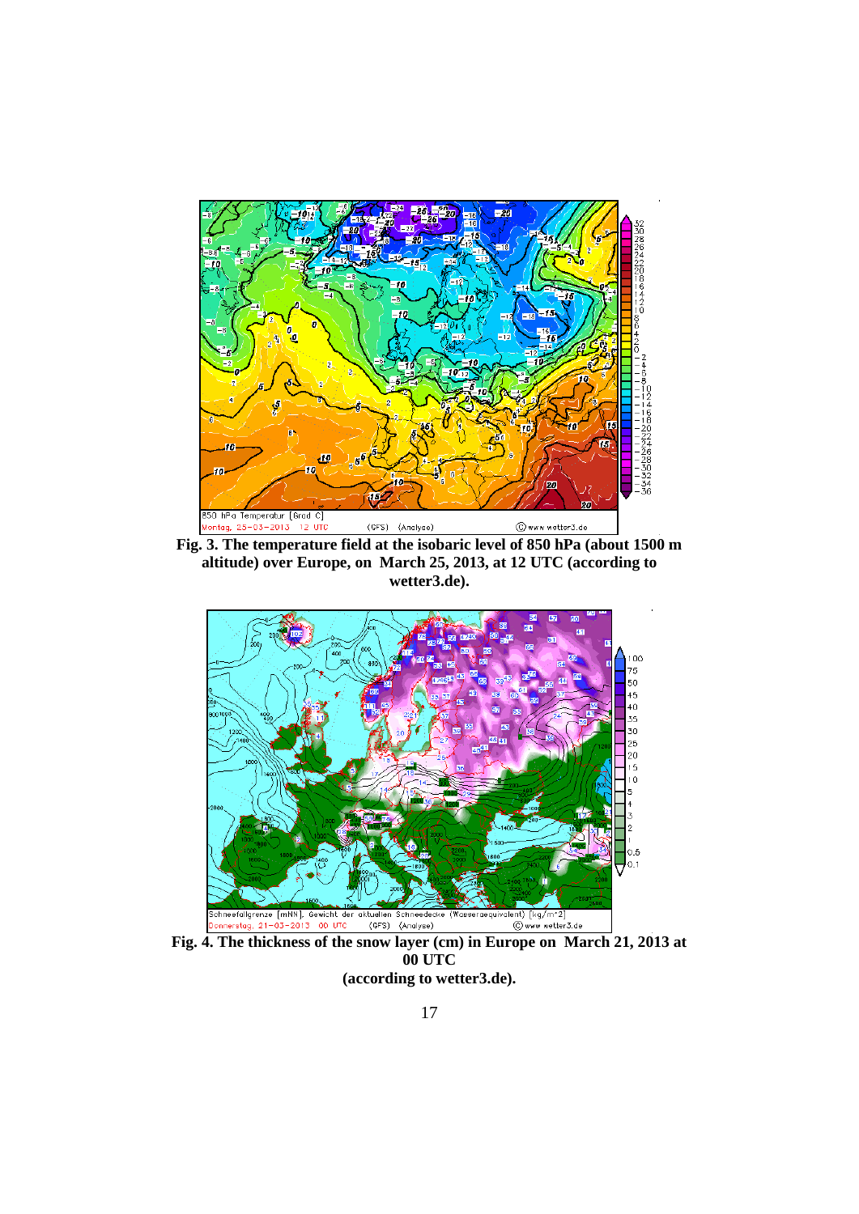850 hPa Temperatur [Grad C]
Montag, 25-03-2013 12 UTC (GFS) (Analyse) © www.wetter3.de

**Fig. 3. The temperature field at the isobaric level of 850 hPa (about 1500 m altitude) over Europe, on March 25, 2013, at 12 UTC (according to wetter3.de).**

Schneefallgrenze [mNN], Gewicht der aktuellen Schneedecke (Wasseraequivalent) [kg/m^2]
Donnerstag, 21-03-2013 00 UTC (GFS) (Analyse) © www.wetter3.de

**Fig. 4. The thickness of the snow layer (cm) in Europe on March 21, 2013 at 00 UTC (according to wetter3.de).**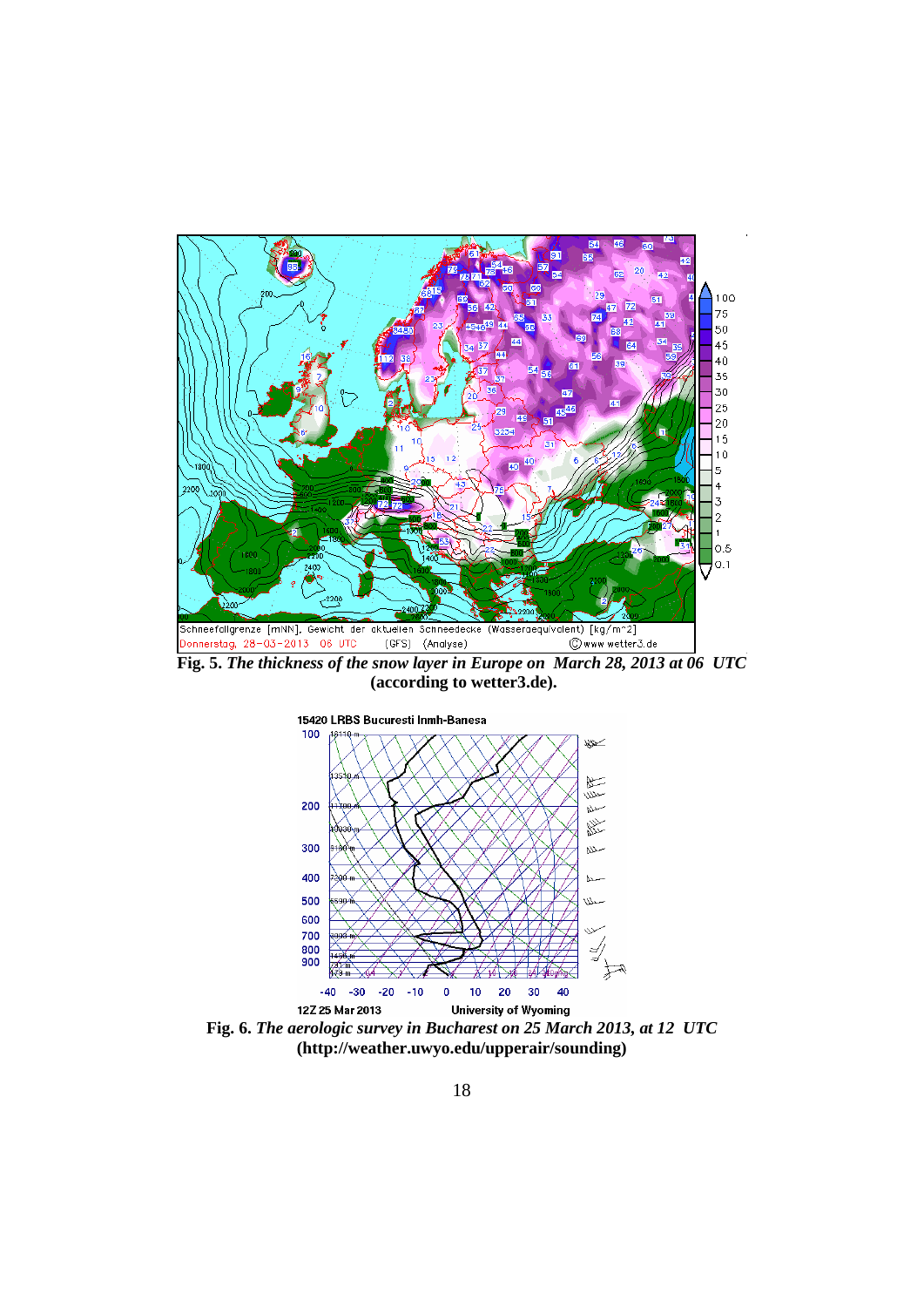Schneefallgrenze [mNN], Gewicht der aktuellen Schneedecke (Wasseraequivalent) [kg/m^2]

Donnerstag, 28-03-2013 06 UTC (GFS) (Analyse) © www.wetter3.de

100
75
50
45
40
35
30
25
20
15
10
5
4
3
2
1
0.5
0.1

**Fig. 5.** ***The thickness of the snow layer in Europe on March 28, 2013 at 06 UTC* (according to wetter3.de).**

15420 LRBS Bucuresti Inmh-Banesa

100
200
300
400
500
600
700
800
900

16110 m
13510 m
11300 m
10030 m
9180 m
7300 m
5590 m
2998 m
1496 m
230 m
173 m

-40 -30 -20 -10 0 10 20 30 40

12Z 25 Mar 2013

University of Wyoming

**Fig. 6.** ***The aerologic survey in Bucharest on 25 March 2013, at 12 UTC* (http://weather.uwyo.edu/upperair/sounding)**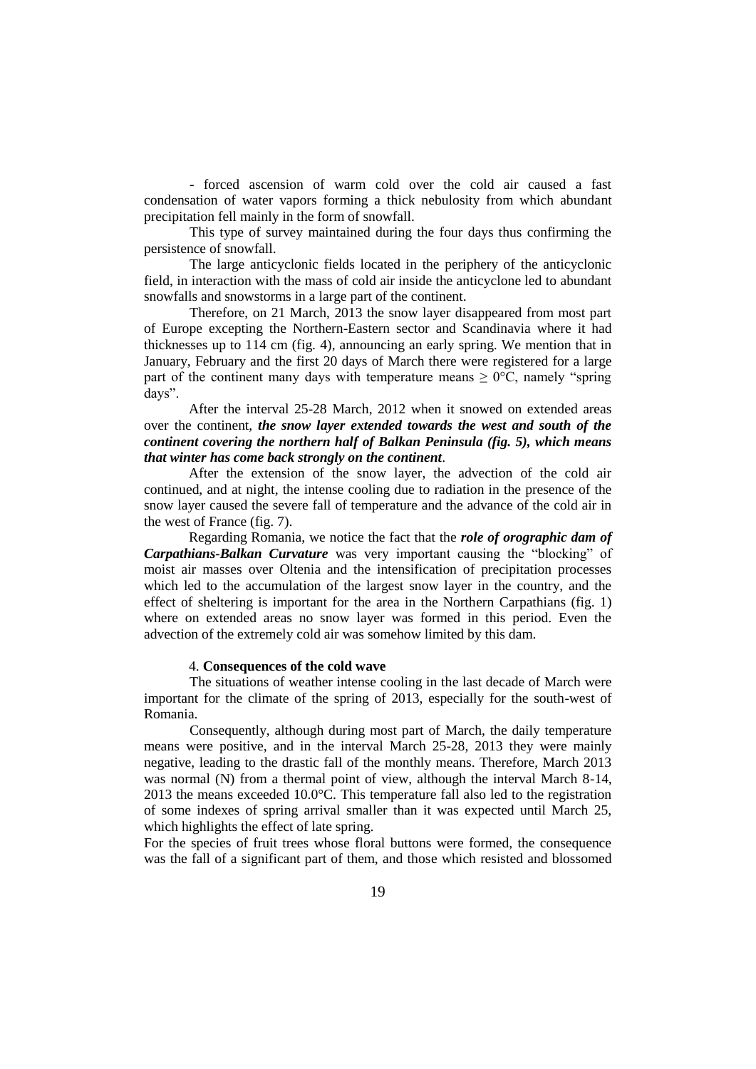- forced ascension of warm cold over the cold air caused a fast condensation of water vapors forming a thick nebulosity from which abundant precipitation fell mainly in the form of snowfall.

This type of survey maintained during the four days thus confirming the persistence of snowfall.

The large anticyclonic fields located in the periphery of the anticyclonic field, in interaction with the mass of cold air inside the anticyclone led to abundant snowfalls and snowstorms in a large part of the continent.

Therefore, on 21 March, 2013 the snow layer disappeared from most part of Europe excepting the Northern-Eastern sector and Scandinavia where it had thicknesses up to 114 cm (fig. 4), announcing an early spring. We mention that in January, February and the first 20 days of March there were registered for a large part of the continent many days with temperature means $\geq 0°C$, namely "spring days".

After the interval 25-28 March, 2012 when it snowed on extended areas over the continent, ***the snow layer extended towards the west and south of the continent covering the northern half of Balkan Peninsula (fig. 5), which means that winter has come back strongly on the continent***.

After the extension of the snow layer, the advection of the cold air continued, and at night, the intense cooling due to radiation in the presence of the snow layer caused the severe fall of temperature and the advance of the cold air in the west of France (fig. 7).

Regarding Romania, we notice the fact that the ***role of orographic dam of Carpathians-Balkan Curvature*** was very important causing the "blocking" of moist air masses over Oltenia and the intensification of precipitation processes which led to the accumulation of the largest snow layer in the country, and the effect of sheltering is important for the area in the Northern Carpathians (fig. 1) where on extended areas no snow layer was formed in this period. Even the advection of the extremely cold air was somehow limited by this dam.

## 4. **Consequences of the cold wave**

The situations of weather intense cooling in the last decade of March were important for the climate of the spring of 2013, especially for the south-west of Romania.

Consequently, although during most part of March, the daily temperature means were positive, and in the interval March 25-28, 2013 they were mainly negative, leading to the drastic fall of the monthly means. Therefore, March 2013 was normal (N) from a thermal point of view, although the interval March 8-14, 2013 the means exceeded 10.0°C. This temperature fall also led to the registration of some indexes of spring arrival smaller than it was expected until March 25, which highlights the effect of late spring.

For the species of fruit trees whose floral buttons were formed, the consequence was the fall of a significant part of them, and those which resisted and blossomed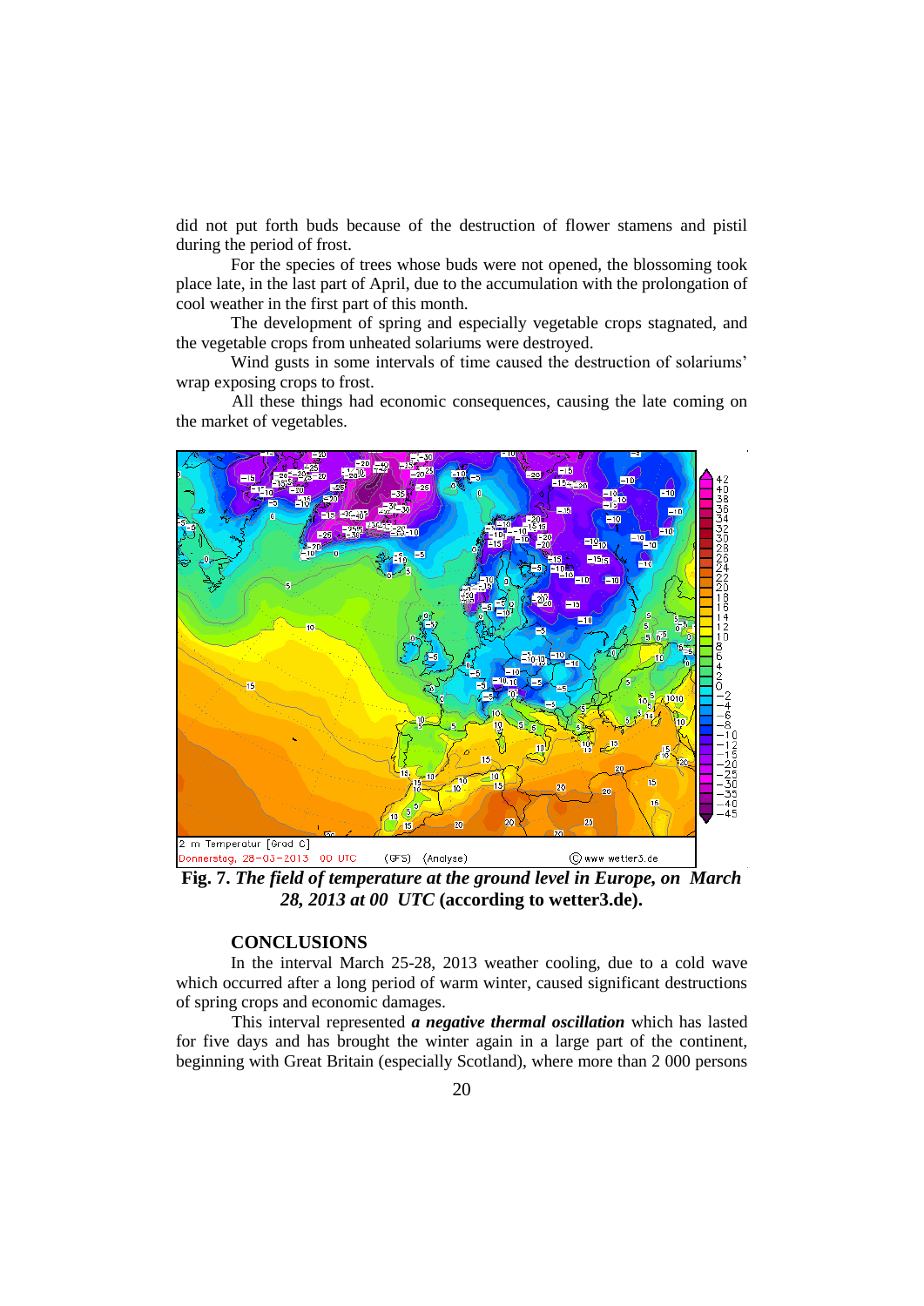did not put forth buds because of the destruction of flower stamens and pistil during the period of frost.

For the species of trees whose buds were not opened, the blossoming took place late, in the last part of April, due to the accumulation with the prolongation of cool weather in the first part of this month.

The development of spring and especially vegetable crops stagnated, and the vegetable crops from unheated solariums were destroyed.

Wind gusts in some intervals of time caused the destruction of solariums' wrap exposing crops to frost.

All these things had economic consequences, causing the late coming on the market of vegetables.

2 m Temperatur [Grad C]
Donnerstag, 28-03-2013 00 UTC (GFS) (Analyse) © www.wetter3.de

**Fig. 7.** ***The field of temperature at the ground level in Europe, on March 28, 2013 at 00 UTC*** **(according to wetter3.de).**

## CONCLUSIONS

In the interval March 25-28, 2013 weather cooling, due to a cold wave which occurred after a long period of warm winter, caused significant destructions of spring crops and economic damages.

This interval represented ***a negative thermal oscillation*** which has lasted for five days and has brought the winter again in a large part of the continent, beginning with Great Britain (especially Scotland), where more than 2 000 persons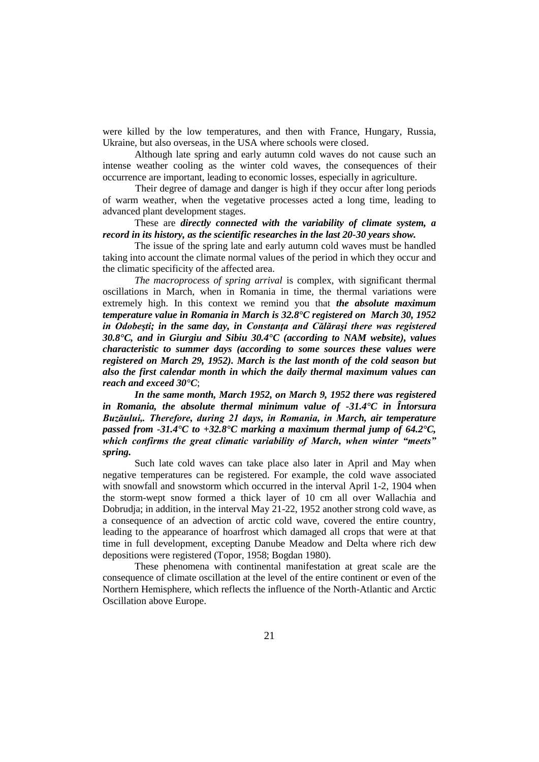were killed by the low temperatures, and then with France, Hungary, Russia, Ukraine, but also overseas, in the USA where schools were closed.

Although late spring and early autumn cold waves do not cause such an intense weather cooling as the winter cold waves, the consequences of their occurrence are important, leading to economic losses, especially in agriculture.

Their degree of damage and danger is high if they occur after long periods of warm weather, when the vegetative processes acted a long time, leading to advanced plant development stages.

These are ***directly connected with the variability of climate system, a record in its history, as the scientific researches in the last 20-30 years show.***

The issue of the spring late and early autumn cold waves must be handled taking into account the climate normal values of the period in which they occur and the climatic specificity of the affected area.

*The macroprocess of spring arrival* is complex, with significant thermal oscillations in March, when in Romania in time, the thermal variations were extremely high. In this context we remind you that ***the absolute maximum temperature value in Romania in March is 32.8°C registered on March 30, 1952 in Odobeşti; in the same day, in Constanţa and Călăraşi there was registered 30.8°C, and in Giurgiu and Sibiu 30.4°C (according to NAM website), values characteristic to summer days (according to some sources these values were registered on March 29, 1952). March is the last month of the cold season but also the first calendar month in which the daily thermal maximum values can reach and exceed 30°C***;

***In the same month, March 1952, on March 9, 1952 there was registered in Romania, the absolute thermal minimum value of -31.4°C in Întorsura Buzăului,. Therefore, during 21 days, in Romania, in March, air temperature passed from -31.4°C to +32.8°C marking a maximum thermal jump of 64.2°C, which confirms the great climatic variability of March, when winter "meets" spring.***

Such late cold waves can take place also later in April and May when negative temperatures can be registered. For example, the cold wave associated with snowfall and snowstorm which occurred in the interval April 1-2, 1904 when the storm-wept snow formed a thick layer of 10 cm all over Wallachia and Dobrudja; in addition, in the interval May 21-22, 1952 another strong cold wave, as a consequence of an advection of arctic cold wave, covered the entire country, leading to the appearance of hoarfrost which damaged all crops that were at that time in full development, excepting Danube Meadow and Delta where rich dew depositions were registered (Topor, 1958; Bogdan 1980).

These phenomena with continental manifestation at great scale are the consequence of climate oscillation at the level of the entire continent or even of the Northern Hemisphere, which reflects the influence of the North-Atlantic and Arctic Oscillation above Europe.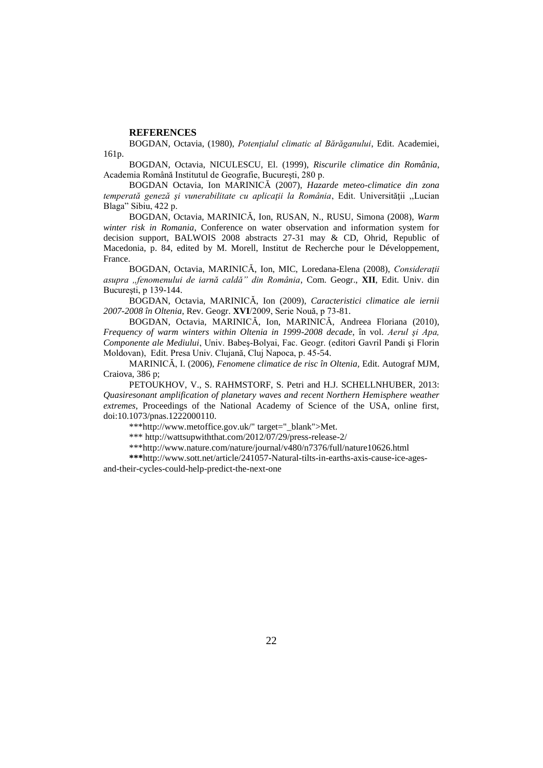**REFERENCES**

BOGDAN, Octavia, (1980), *Potenţialul climatic al Bărăganului*, Edit. Academiei, 161p.

BOGDAN, Octavia, NICULESCU, El. (1999), *Riscurile climatice din România*, Academia Română Institutul de Geografie, Bucureşti, 280 p.

BOGDAN Octavia, Ion MARINICĂ (2007), *Hazarde meteo-climatice din zona temperată geneză şi vunerabilitate cu aplicaţii la România*, Edit. Universităţii ,,Lucian Blaga" Sibiu, 422 p.

BOGDAN, Octavia, MARINICĂ, Ion, RUSAN, N., RUSU, Simona (2008), *Warm winter risk in Romania*, Conference on water observation and information system for decision support, BALWOIS 2008 abstracts 27-31 may & CD, Ohrid, Republic of Macedonia, p. 84, edited by M. Morell, Institut de Recherche pour le Développement, France.

BOGDAN, Octavia, MARINICĂ, Ion, MIC, Loredana-Elena (2008), *Consideraţii asupra ,,fenomenului de iarnă caldă" din România*, Com. Geogr., **XII**, Edit. Univ. din Bucureşti, p 139-144.

BOGDAN, Octavia, MARINICĂ, Ion (2009), *Caracteristici climatice ale iernii 2007-2008 în Oltenia*, Rev. Geogr. **XVI**/2009, Serie Nouă, p 73-81.

BOGDAN, Octavia, MARINICĂ, Ion, MARINICĂ, Andreea Floriana (2010), *Frequency of warm winters within Oltenia in 1999-2008 decade*, în vol. *Aerul şi Apa, Componente ale Mediului*, Univ. Babeş-Bolyai, Fac. Geogr. (editori Gavril Pandi şi Florin Moldovan), Edit. Presa Univ. Clujană, Cluj Napoca, p. 45-54.

MARINICĂ, I. (2006), *Fenomene climatice de risc în Oltenia*, Edit. Autograf MJM, Craiova, 386 p;

PETOUKHOV, V., S. RAHMSTORF, S. Petri and H.J. SCHELLNHUBER, 2013: *Quasiresonant amplification of planetary waves and recent Northern Hemisphere weather extremes*, Proceedings of the National Academy of Science of the USA, online first, doi:10.1073/pnas.1222000110.

***http://www.metoffice.gov.uk/" target="_blank">Met.

*** http://wattsupwiththat.com/2012/07/29/press-release-2/

***http://www.nature.com/nature/journal/v480/n7376/full/nature10626.html

**\*\*\***http://www.sott.net/article/241057-Natural-tilts-in-earths-axis-cause-ice-ages-and-their-cycles-could-help-predict-the-next-one